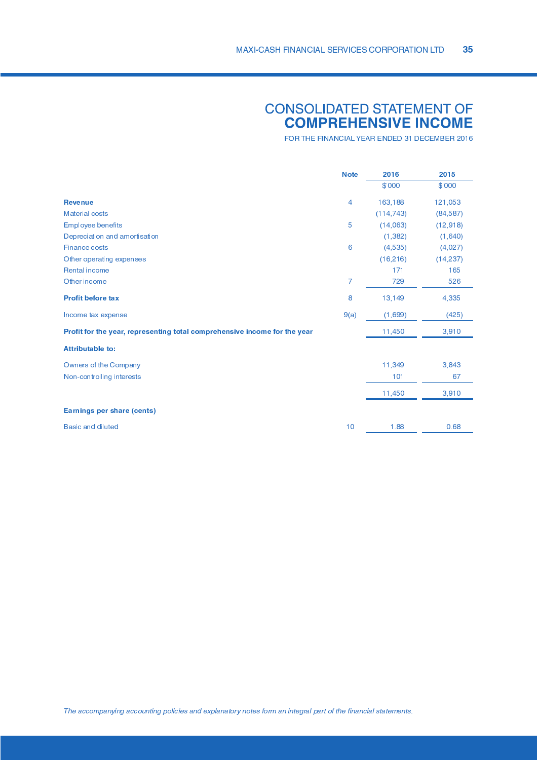# CONSOLIDATED STATEMENT OF COMPREHENSIVE INCOME

FOR THE FINANCIAL YEAR ENDED 31 DECEMBER 2016

| | Note | 2016 | 2015 |
|---|---|---|---|
| | | $'000 | $'000 |
| **Revenue** | 4 | 163,188 | 121,053 |
| Material costs | | (114,743) | (84,587) |
| Employee benefits | 5 | (14,063) | (12,918) |
| Depreciation and amortisation | | (1,382) | (1,640) |
| Finance costs | 6 | (4,535) | (4,027) |
| Other operating expenses | | (16,216) | (14,237) |
| Rental income | | 171 | 165 |
| Other income | 7 | 729 | 526 |
| **Profit before tax** | 8 | 13,149 | 4,335 |
| Income tax expense | 9(a) | (1,699) | (425) |
| **Profit for the year, representing total comprehensive income for the year** | | 11,450 | 3,910 |
| **Attributable to:** | | | |
| Owners of the Company | | 11,349 | 3,843 |
| Non-controlling interests | | 101 | 67 |
| | | 11,450 | 3,910 |
| **Earnings per share (cents)** | | | |
| Basic and diluted | 10 | 1.88 | 0.68 |

*The accompanying accounting policies and explanatory notes form an integral part of the financial statements.*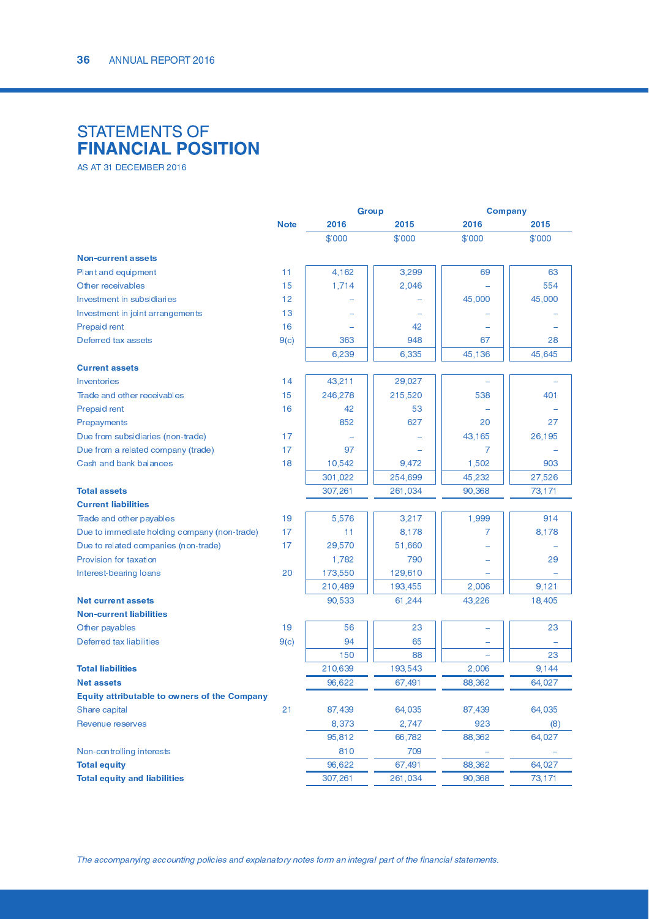# STATEMENTS OF **FINANCIAL POSITION**

AS AT 31 DECEMBER 2016

| | Note | Group | | Company | |
|---|---|---|---|---|---|
| | | 2016 | 2015 | 2016 | 2015 |
| | | $'000 | $'000 | $'000 | $'000 |
| **Non-current assets** | | | | | |
| Plant and equipment | 11 | 4,162 | 3,299 | 69 | 63 |
| Other receivables | 15 | 1,714 | 2,046 | – | 554 |
| Investment in subsidiaries | 12 | – | – | 45,000 | 45,000 |
| Investment in joint arrangements | 13 | – | – | – | – |
| Prepaid rent | 16 | – | 42 | – | – |
| Deferred tax assets | 9(c) | 363 | 948 | 67 | 28 |
| | | 6,239 | 6,335 | 45,136 | 45,645 |
| **Current assets** | | | | | |
| Inventories | 14 | 43,211 | 29,027 | – | – |
| Trade and other receivables | 15 | 246,278 | 215,520 | 538 | 401 |
| Prepaid rent | 16 | 42 | 53 | – | – |
| Prepayments | | 852 | 627 | 20 | 27 |
| Due from subsidiaries (non-trade) | 17 | – | – | 43,165 | 26,195 |
| Due from a related company (trade) | 17 | 97 | – | 7 | – |
| Cash and bank balances | 18 | 10,542 | 9,472 | 1,502 | 903 |
| | | 301,022 | 254,699 | 45,232 | 27,526 |
| **Total assets** | | 307,261 | 261,034 | 90,368 | 73,171 |
| **Current liabilities** | | | | | |
| Trade and other payables | 19 | 5,576 | 3,217 | 1,999 | 914 |
| Due to immediate holding company (non-trade) | 17 | 11 | 8,178 | 7 | 8,178 |
| Due to related companies (non-trade) | 17 | 29,570 | 51,660 | – | – |
| Provision for taxation | | 1,782 | 790 | – | 29 |
| Interest-bearing loans | 20 | 173,550 | 129,610 | – | – |
| | | 210,489 | 193,455 | 2,006 | 9,121 |
| **Net current assets** | | 90,533 | 61,244 | 43,226 | 18,405 |
| **Non-current liabilities** | | | | | |
| Other payables | 19 | 56 | 23 | – | 23 |
| Deferred tax liabilities | 9(c) | 94 | 65 | – | – |
| | | 150 | 88 | – | 23 |
| **Total liabilities** | | 210,639 | 193,543 | 2,006 | 9,144 |
| **Net assets** | | 96,622 | 67,491 | 88,362 | 64,027 |
| **Equity attributable to owners of the Company** | | | | | |
| Share capital | 21 | 87,439 | 64,035 | 87,439 | 64,035 |
| Revenue reserves | | 8,373 | 2,747 | 923 | (8) |
| | | 95,812 | 66,782 | 88,362 | 64,027 |
| Non-controlling interests | | 810 | 709 | – | – |
| **Total equity** | | 96,622 | 67,491 | 88,362 | 64,027 |
| **Total equity and liabilities** | | 307,261 | 261,034 | 90,368 | 73,171 |

*The accompanying accounting policies and explanatory notes form an integral part of the financial statements.*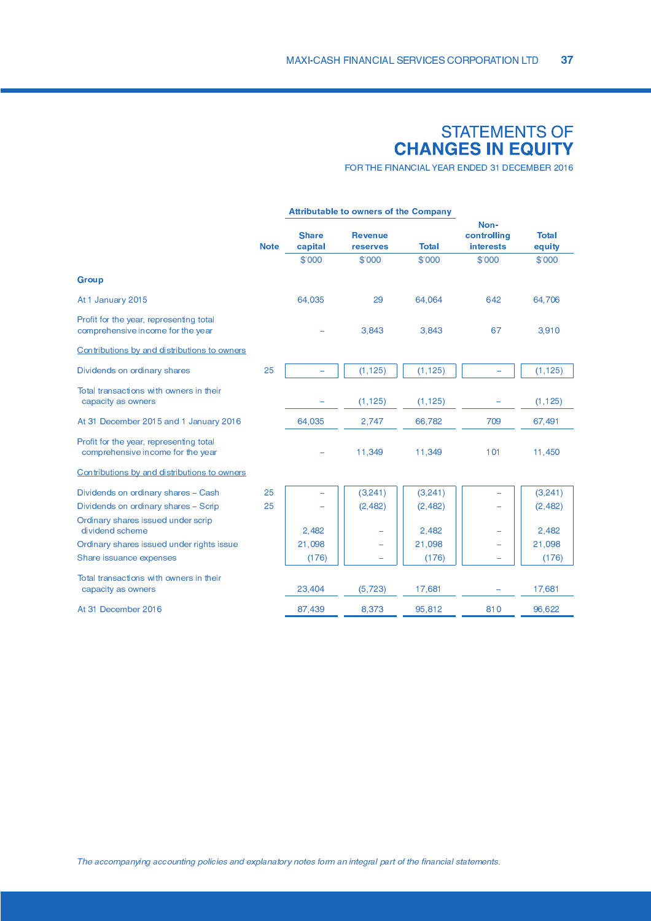# STATEMENTS OF CHANGES IN EQUITY

FOR THE FINANCIAL YEAR ENDED 31 DECEMBER 2016

| | Note | Attributable to owners of the Company | | | Non-controlling interests | Total equity |
|---|---|---|---|---|---|---|
| | | Share capital | Revenue reserves | Total | | |
| | | $'000 | $'000 | $'000 | $'000 | $'000 |
| **Group** | | | | | | |
| At 1 January 2015 | | 64,035 | 29 | 64,064 | 642 | 64,706 |
| Profit for the year, representing total comprehensive income for the year | | – | 3,843 | 3,843 | 67 | 3,910 |
| Contributions by and distributions to owners | | | | | | |
| Dividends on ordinary shares | 25 | – | (1,125) | (1,125) | – | (1,125) |
| Total transactions with owners in their capacity as owners | | – | (1,125) | (1,125) | – | (1,125) |
| At 31 December 2015 and 1 January 2016 | | 64,035 | 2,747 | 66,782 | 709 | 67,491 |
| Profit for the year, representing total comprehensive income for the year | | – | 11,349 | 11,349 | 101 | 11,450 |
| Contributions by and distributions to owners | | | | | | |
| Dividends on ordinary shares – Cash | 25 | – | (3,241) | (3,241) | – | (3,241) |
| Dividends on ordinary shares – Scrip | 25 | – | (2,482) | (2,482) | – | (2,482) |
| Ordinary shares issued under scrip dividend scheme | | 2,482 | – | 2,482 | – | 2,482 |
| Ordinary shares issued under rights issue | | 21,098 | – | 21,098 | – | 21,098 |
| Share issuance expenses | | (176) | – | (176) | – | (176) |
| Total transactions with owners in their capacity as owners | | 23,404 | (5,723) | 17,681 | – | 17,681 |
| At 31 December 2016 | | 87,439 | 8,373 | 95,812 | 810 | 96,622 |

*The accompanying accounting policies and explanatory notes form an integral part of the financial statements.*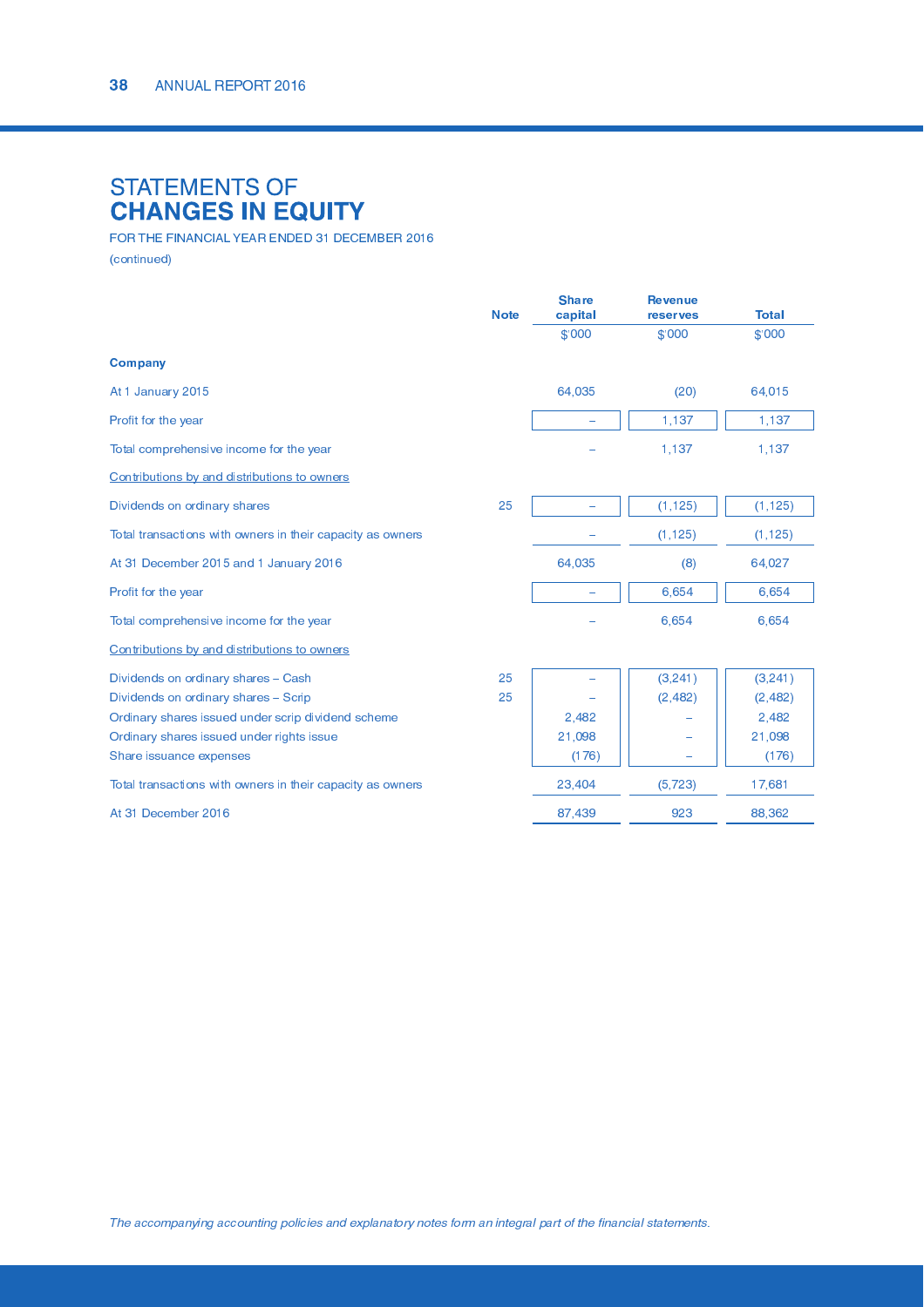# STATEMENTS OF **CHANGES IN EQUITY**

FOR THE FINANCIAL YEAR ENDED 31 DECEMBER 2016

(continued)

| | Note | Share capital | Revenue reserves | Total |
|---|---|---|---|---|
| | | $'000 | $'000 | $'000 |
| **Company** | | | | |
| At 1 January 2015 | | 64,035 | (20) | 64,015 |
| Profit for the year | | – | 1,137 | 1,137 |
| Total comprehensive income for the year | | – | 1,137 | 1,137 |
| Contributions by and distributions to owners | | | | |
| Dividends on ordinary shares | 25 | – | (1,125) | (1,125) |
| Total transactions with owners in their capacity as owners | | – | (1,125) | (1,125) |
| At 31 December 2015 and 1 January 2016 | | 64,035 | (8) | 64,027 |
| Profit for the year | | – | 6,654 | 6,654 |
| Total comprehensive income for the year | | – | 6,654 | 6,654 |
| Contributions by and distributions to owners | | | | |
| Dividends on ordinary shares – Cash | 25 | – | (3,241) | (3,241) |
| Dividends on ordinary shares – Scrip | 25 | – | (2,482) | (2,482) |
| Ordinary shares issued under scrip dividend scheme | | 2,482 | – | 2,482 |
| Ordinary shares issued under rights issue | | 21,098 | – | 21,098 |
| Share issuance expenses | | (176) | – | (176) |
| Total transactions with owners in their capacity as owners | | 23,404 | (5,723) | 17,681 |
| At 31 December 2016 | | 87,439 | 923 | 88,362 |

*The accompanying accounting policies and explanatory notes form an integral part of the financial statements.*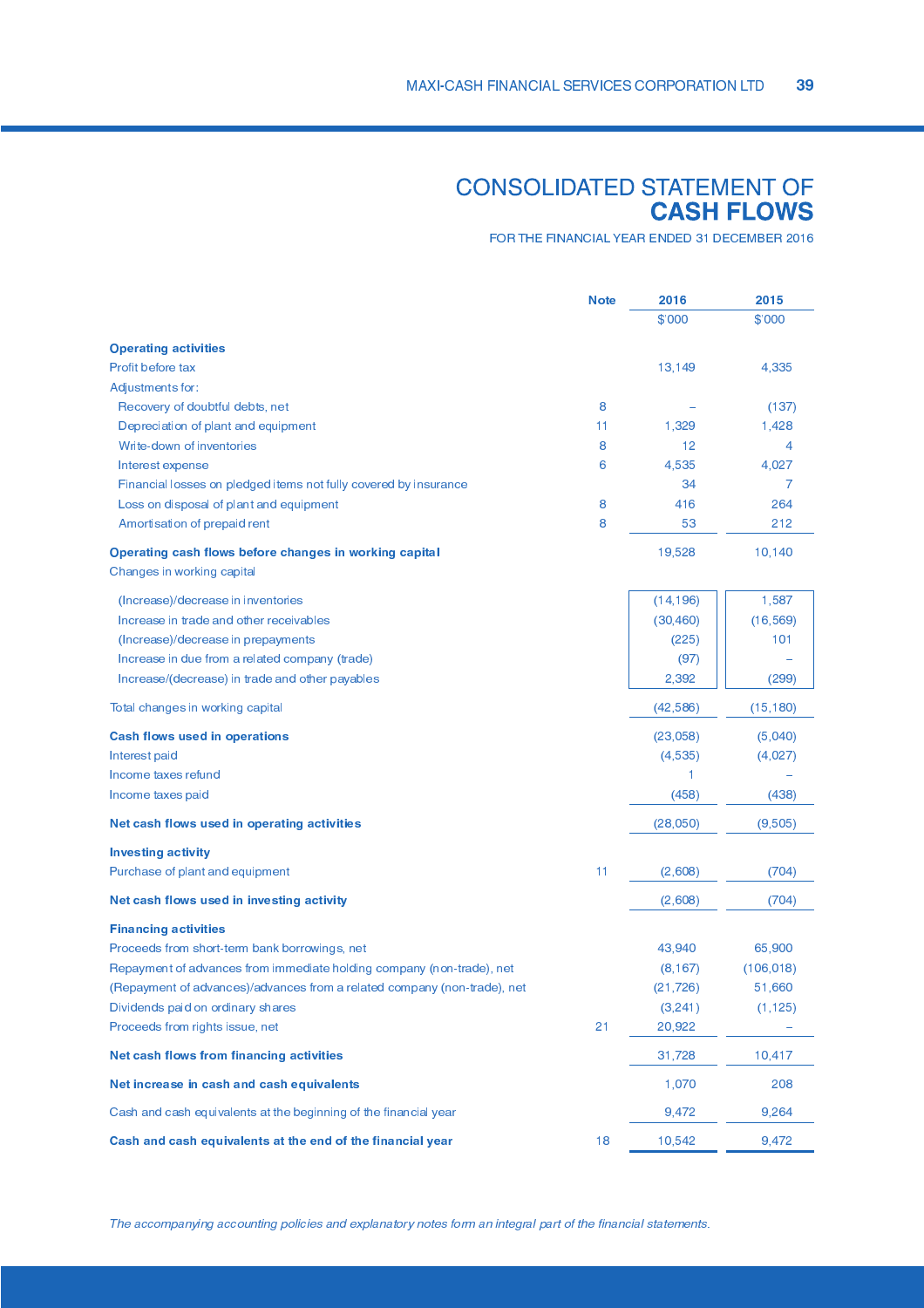# CONSOLIDATED STATEMENT OF CASH FLOWS

FOR THE FINANCIAL YEAR ENDED 31 DECEMBER 2016

| | Note | 2016 | 2015 |
|---|---|---|---|
| | | $'000 | $'000 |
| **Operating activities** | | | |
| Profit before tax | | 13,149 | 4,335 |
| Adjustments for: | | | |
| Recovery of doubtful debts, net | 8 | – | (137) |
| Depreciation of plant and equipment | 11 | 1,329 | 1,428 |
| Write-down of inventories | 8 | 12 | 4 |
| Interest expense | 6 | 4,535 | 4,027 |
| Financial losses on pledged items not fully covered by insurance | | 34 | 7 |
| Loss on disposal of plant and equipment | 8 | 416 | 264 |
| Amortisation of prepaid rent | 8 | 53 | 212 |
| **Operating cash flows before changes in working capital** | | 19,528 | 10,140 |
| Changes in working capital | | | |
| (Increase)/decrease in inventories | | (14,196) | 1,587 |
| Increase in trade and other receivables | | (30,460) | (16,569) |
| (Increase)/decrease in prepayments | | (225) | 101 |
| Increase in due from a related company (trade) | | (97) | – |
| Increase/(decrease) in trade and other payables | | 2,392 | (299) |
| Total changes in working capital | | (42,586) | (15,180) |
| **Cash flows used in operations** | | (23,058) | (5,040) |
| Interest paid | | (4,535) | (4,027) |
| Income taxes refund | | 1 | – |
| Income taxes paid | | (458) | (438) |
| **Net cash flows used in operating activities** | | (28,050) | (9,505) |
| **Investing activity** | | | |
| Purchase of plant and equipment | 11 | (2,608) | (704) |
| **Net cash flows used in investing activity** | | (2,608) | (704) |
| **Financing activities** | | | |
| Proceeds from short-term bank borrowings, net | | 43,940 | 65,900 |
| Repayment of advances from immediate holding company (non-trade), net | | (8,167) | (106,018) |
| (Repayment of advances)/advances from a related company (non-trade), net | | (21,726) | 51,660 |
| Dividends paid on ordinary shares | | (3,241) | (1,125) |
| Proceeds from rights issue, net | 21 | 20,922 | – |
| **Net cash flows from financing activities** | | 31,728 | 10,417 |
| **Net increase in cash and cash equivalents** | | 1,070 | 208 |
| Cash and cash equivalents at the beginning of the financial year | | 9,472 | 9,264 |
| **Cash and cash equivalents at the end of the financial year** | 18 | 10,542 | 9,472 |

*The accompanying accounting policies and explanatory notes form an integral part of the financial statements.*